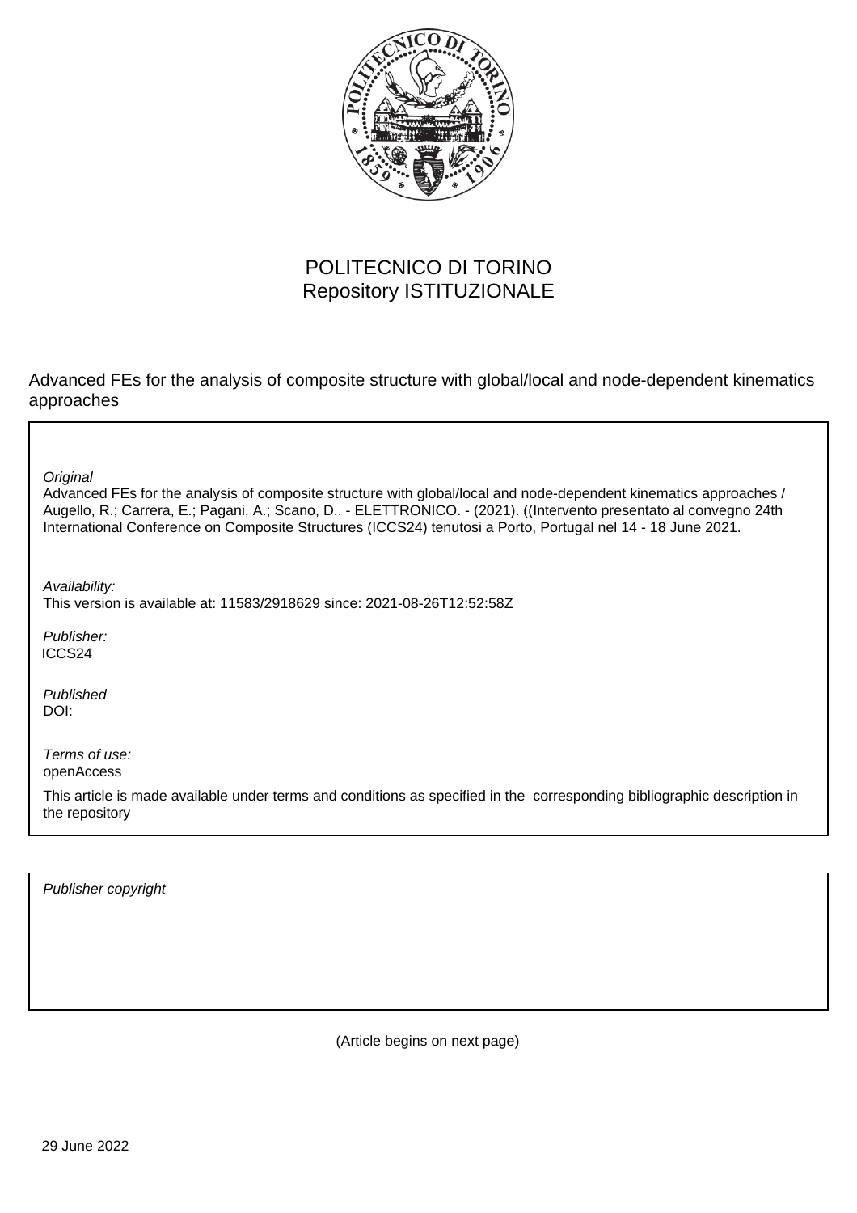POLITECNICO DI TORINO
Repository ISTITUZIONALE

Advanced FEs for the analysis of composite structure with global/local and node-dependent kinematics approaches

*Original*
Advanced FEs for the analysis of composite structure with global/local and node-dependent kinematics approaches / Augello, R.; Carrera, E.; Pagani, A.; Scano, D.. - ELETTRONICO. - (2021). ((Intervento presentato al convegno 24th International Conference on Composite Structures (ICCS24) tenutosi a Porto, Portugal nel 14 - 18 June 2021.

*Availability:*
This version is available at: 11583/2918629 since: 2021-08-26T12:52:58Z

*Publisher:*
ICCS24

*Published*
DOI:

*Terms of use:*
openAccess

This article is made available under terms and conditions as specified in the corresponding bibliographic description in the repository

*Publisher copyright*

(Article begins on next page)

29 June 2022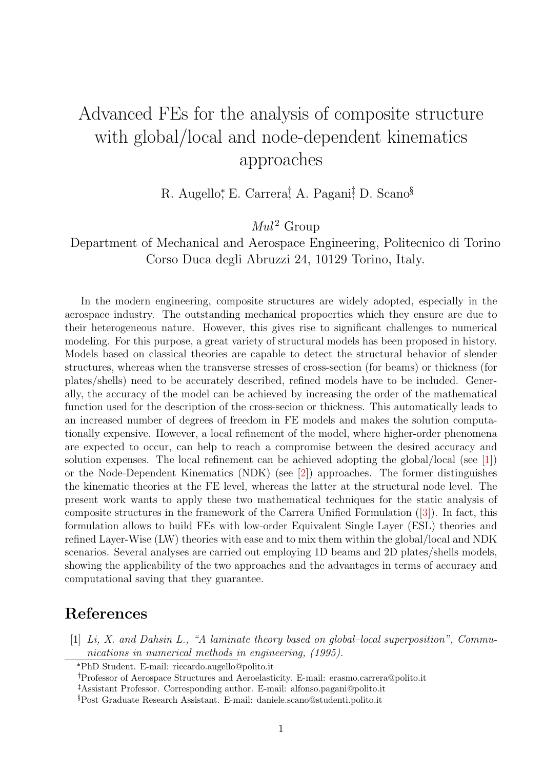# Advanced FEs for the analysis of composite structure with global/local and node-dependent kinematics approaches

R. Augello[*], E. Carrera[†], A. Pagani[‡], D. Scano[§]

*Mul*[2] Group

Department of Mechanical and Aerospace Engineering, Politecnico di Torino
Corso Duca degli Abruzzi 24, 10129 Torino, Italy.

In the modern engineering, composite structures are widely adopted, especially in the aerospace industry. The outstanding mechanical propoerties which they ensure are due to their heterogeneous nature. However, this gives rise to significant challenges to numerical modeling. For this purpose, a great variety of structural models has been proposed in history. Models based on classical theories are capable to detect the structural behavior of slender structures, whereas when the transverse stresses of cross-section (for beams) or thickness (for plates/shells) need to be accurately described, refined models have to be included. Generally, the accuracy of the model can be achieved by increasing the order of the mathematical function used for the description of the cross-secion or thickness. This automatically leads to an increased number of degrees of freedom in FE models and makes the solution computationally expensive. However, a local refinement of the model, where higher-order phenomena are expected to occur, can help to reach a compromise between the desired accuracy and solution expenses. The local refinement can be achieved adopting the global/local (see [1]) or the Node-Dependent Kinematics (NDK) (see [2]) approaches. The former distinguishes the kinematic theories at the FE level, whereas the latter at the structural node level. The present work wants to apply these two mathematical techniques for the static analysis of composite structures in the framework of the Carrera Unified Formulation ([3]). In fact, this formulation allows to build FEs with low-order Equivalent Single Layer (ESL) theories and refined Layer-Wise (LW) theories with ease and to mix them within the global/local and NDK scenarios. Several analyses are carried out employing 1D beams and 2D plates/shells models, showing the applicability of the two approaches and the advantages in terms of accuracy and computational saving that they guarantee.

## References

[1] *Li, X. and Dahsin L., "A laminate theory based on global–local superposition", Communications in numerical methods in engineering, (1995).*

---

[*] PhD Student. E-mail: riccardo.augello@polito.it

[†] Professor of Aerospace Structures and Aeroelasticity. E-mail: erasmo.carrera@polito.it

[‡] Assistant Professor. Corresponding author. E-mail: alfonso.pagani@polito.it

[§] Post Graduate Research Assistant. E-mail: daniele.scano@studenti.polito.it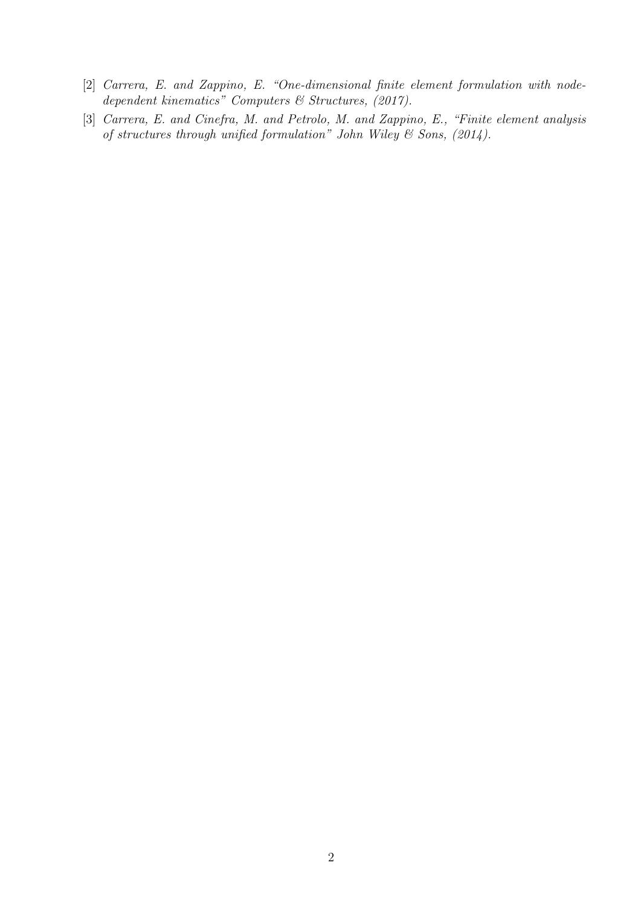[2] *Carrera, E. and Zappino, E. "One-dimensional finite element formulation with node-dependent kinematics" Computers & Structures, (2017).*

[3] *Carrera, E. and Cinefra, M. and Petrolo, M. and Zappino, E., "Finite element analysis of structures through unified formulation" John Wiley & Sons, (2014).*